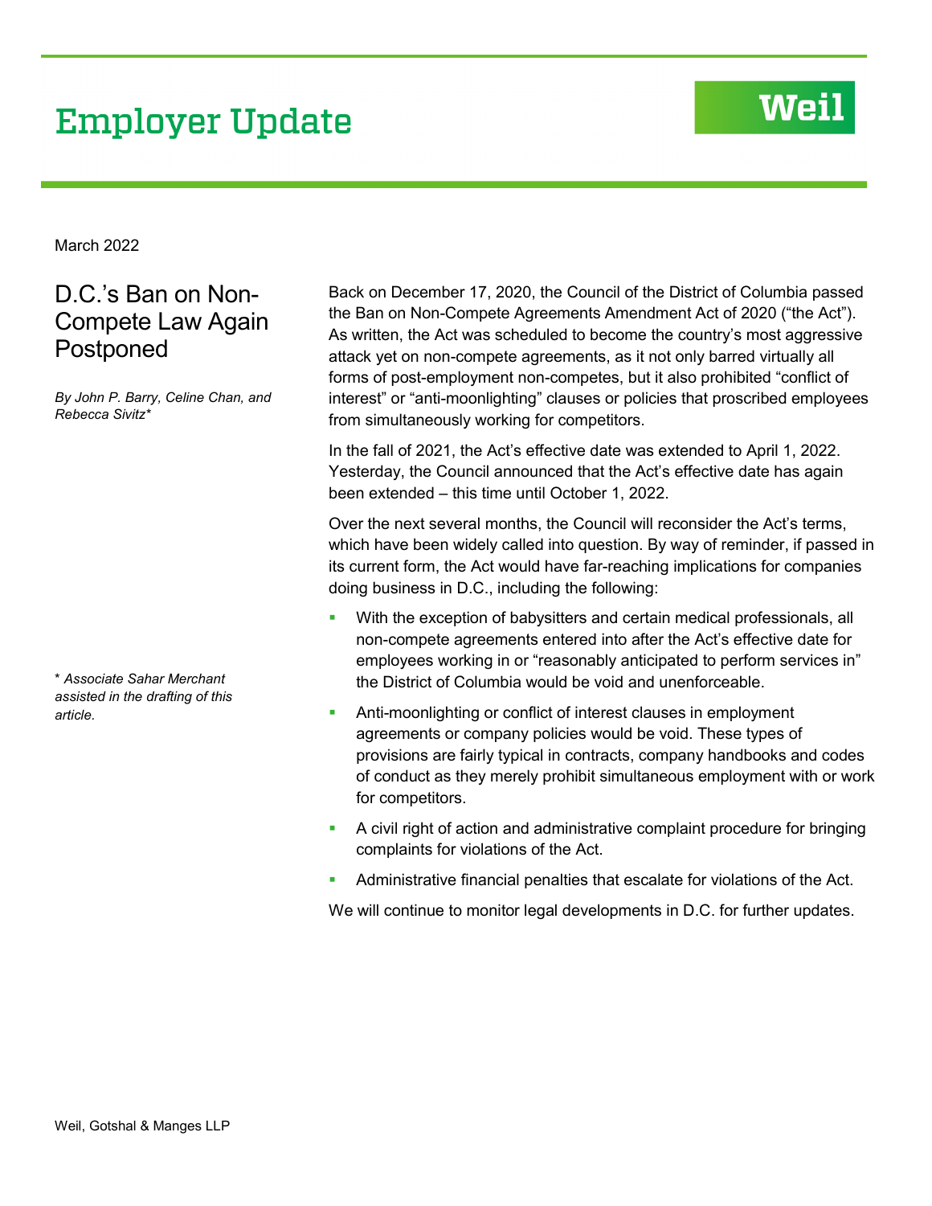# Employer Update

**Weil**

March 2022

## D.C.'s Ban on Non-Compete Law Again Postponed

*By John P. Barry, Celine Chan, and Rebecca Sivitz**

Back on December 17, 2020, the Council of the District of Columbia passed the Ban on Non-Compete Agreements Amendment Act of 2020 ("the Act"). As written, the Act was scheduled to become the country's most aggressive attack yet on non-compete agreements, as it not only barred virtually all forms of post-employment non-competes, but it also prohibited "conflict of interest" or "anti-moonlighting" clauses or policies that proscribed employees from simultaneously working for competitors.

In the fall of 2021, the Act's effective date was extended to April 1, 2022. Yesterday, the Council announced that the Act's effective date has again been extended – this time until October 1, 2022.

Over the next several months, the Council will reconsider the Act's terms, which have been widely called into question. By way of reminder, if passed in its current form, the Act would have far-reaching implications for companies doing business in D.C., including the following:

- With the exception of babysitters and certain medical professionals, all non-compete agreements entered into after the Act's effective date for employees working in or "reasonably anticipated to perform services in" the District of Columbia would be void and unenforceable.
- Anti-moonlighting or conflict of interest clauses in employment agreements or company policies would be void. These types of provisions are fairly typical in contracts, company handbooks and codes of conduct as they merely prohibit simultaneous employment with or work for competitors.
- A civil right of action and administrative complaint procedure for bringing complaints for violations of the Act.
- Administrative financial penalties that escalate for violations of the Act.

We will continue to monitor legal developments in D.C. for further updates.

** Associate Sahar Merchant assisted in the drafting of this article.*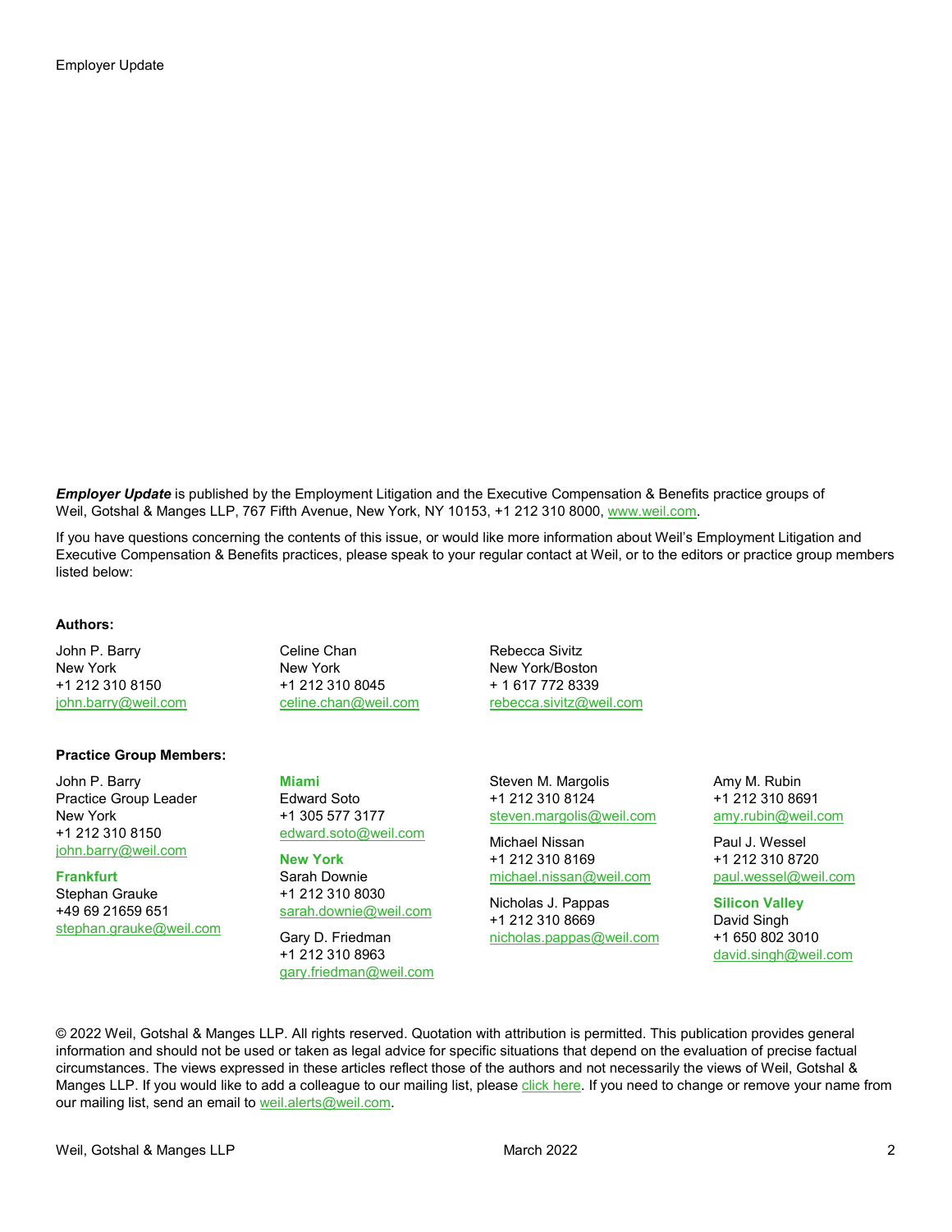***Employer Update*** is published by the Employment Litigation and the Executive Compensation & Benefits practice groups of Weil, Gotshal & Manges LLP, 767 Fifth Avenue, New York, NY 10153, +1 212 310 8000, www.weil.com.

If you have questions concerning the contents of this issue, or would like more information about Weil's Employment Litigation and Executive Compensation & Benefits practices, please speak to your regular contact at Weil, or to the editors or practice group members listed below:

**Authors:**

John P. Barry
New York
+1 212 310 8150
john.barry@weil.com

Celine Chan
New York
+1 212 310 8045
celine.chan@weil.com

Rebecca Sivitz
New York/Boston
+ 1 617 772 8339
rebecca.sivitz@weil.com

**Practice Group Members:**

John P. Barry
Practice Group Leader
New York
+1 212 310 8150
john.barry@weil.com

**Frankfurt**
Stephan Grauke
+49 69 21659 651
stephan.grauke@weil.com

**Miami**
Edward Soto
+1 305 577 3177
edward.soto@weil.com

**New York**
Sarah Downie
+1 212 310 8030
sarah.downie@weil.com

Gary D. Friedman
+1 212 310 8963
gary.friedman@weil.com

Steven M. Margolis
+1 212 310 8124
steven.margolis@weil.com

Michael Nissan
+1 212 310 8169
michael.nissan@weil.com

Nicholas J. Pappas
+1 212 310 8669
nicholas.pappas@weil.com

Amy M. Rubin
+1 212 310 8691
amy.rubin@weil.com

Paul J. Wessel
+1 212 310 8720
paul.wessel@weil.com

**Silicon Valley**
David Singh
+1 650 802 3010
david.singh@weil.com

© 2022 Weil, Gotshal & Manges LLP. All rights reserved. Quotation with attribution is permitted. This publication provides general information and should not be used or taken as legal advice for specific situations that depend on the evaluation of precise factual circumstances. The views expressed in these articles reflect those of the authors and not necessarily the views of Weil, Gotshal & Manges LLP. If you would like to add a colleague to our mailing list, please click here. If you need to change or remove your name from our mailing list, send an email to weil.alerts@weil.com.